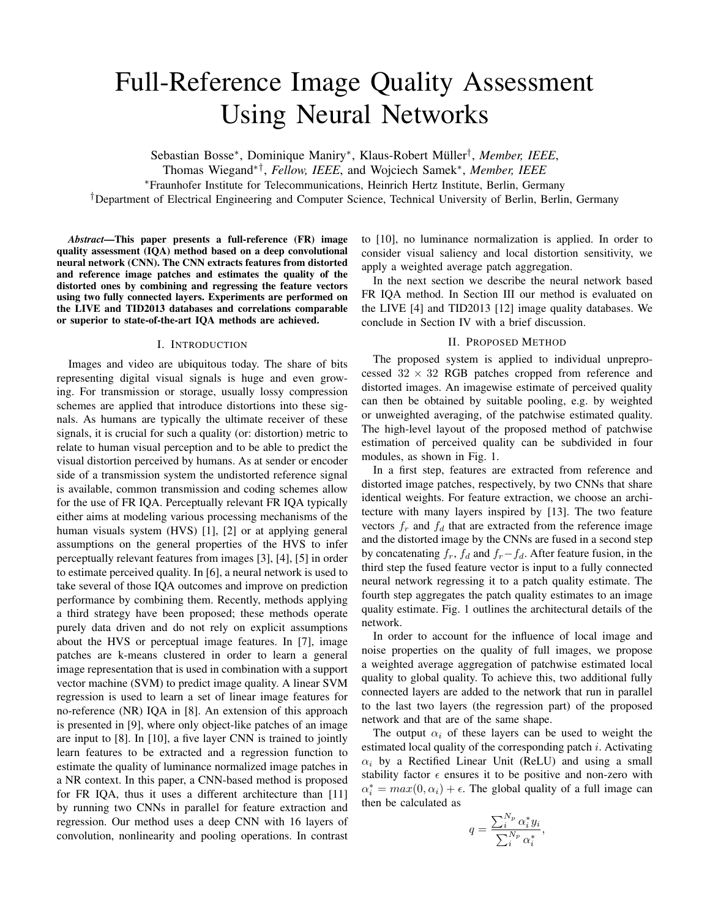# Full-Reference Image Quality Assessment Using Neural Networks

Sebastian Bosse*, Dominique Maniry*, Klaus-Robert Müller†, *Member, IEEE*, Thomas Wiegand*†, *Fellow, IEEE*, and Wojciech Samek*, *Member, IEEE*

*Fraunhofer Institute for Telecommunications, Heinrich Hertz Institute, Berlin, Germany

†Department of Electrical Engineering and Computer Science, Technical University of Berlin, Berlin, Germany

***Abstract*—This paper presents a full-reference (FR) image quality assessment (IQA) method based on a deep convolutional neural network (CNN). The CNN extracts features from distorted and reference image patches and estimates the quality of the distorted ones by combining and regressing the feature vectors using two fully connected layers. Experiments are performed on the LIVE and TID2013 databases and correlations comparable or superior to state-of-the-art IQA methods are achieved.**

## I. Introduction

Images and video are ubiquitous today. The share of bits representing digital visual signals is huge and even growing. For transmission or storage, usually lossy compression schemes are applied that introduce distortions into these signals. As humans are typically the ultimate receiver of these signals, it is crucial for such a quality (or: distortion) metric to relate to human visual perception and to be able to predict the visual distortion perceived by humans. As at sender or encoder side of a transmission system the undistorted reference signal is available, common transmission and coding schemes allow for the use of FR IQA. Perceptually relevant FR IQA typically either aims at modeling various processing mechanisms of the human visuals system (HVS) [1], [2] or at applying general assumptions on the general properties of the HVS to infer perceptually relevant features from images [3], [4], [5] in order to estimate perceived quality. In [6], a neural network is used to take several of those IQA outcomes and improve on prediction performance by combining them. Recently, methods applying a third strategy have been proposed; these methods operate purely data driven and do not rely on explicit assumptions about the HVS or perceptual image features. In [7], image patches are k-means clustered in order to learn a general image representation that is used in combination with a support vector machine (SVM) to predict image quality. A linear SVM regression is used to learn a set of linear image features for no-reference (NR) IQA in [8]. An extension of this approach is presented in [9], where only object-like patches of an image are input to [8]. In [10], a five layer CNN is trained to jointly learn features to be extracted and a regression function to estimate the quality of luminance normalized image patches in a NR context. In this paper, a CNN-based method is proposed for FR IQA, thus it uses a different architecture than [11] by running two CNNs in parallel for feature extraction and regression. Our method uses a deep CNN with 16 layers of convolution, nonlinearity and pooling operations. In contrast to [10], no luminance normalization is applied. In order to consider visual saliency and local distortion sensitivity, we apply a weighted average patch aggregation.

In the next section we describe the neural network based FR IQA method. In Section III our method is evaluated on the LIVE [4] and TID2013 [12] image quality databases. We conclude in Section IV with a brief discussion.

## II. Proposed Method

The proposed system is applied to individual unpreprocessed $32 \times 32$ RGB patches cropped from reference and distorted images. An imagewise estimate of perceived quality can then be obtained by suitable pooling, e.g. by weighted or unweighted averaging, of the patchwise estimated quality. The high-level layout of the proposed method of patchwise estimation of perceived quality can be subdivided in four modules, as shown in Fig. 1.

In a first step, features are extracted from reference and distorted image patches, respectively, by two CNNs that share identical weights. For feature extraction, we choose an architecture with many layers inspired by [13]. The two feature vectors $f_r$ and $f_d$ that are extracted from the reference image and the distorted image by the CNNs are fused in a second step by concatenating $f_r$, $f_d$ and $f_r - f_d$. After feature fusion, in the third step the fused feature vector is input to a fully connected neural network regressing it to a patch quality estimate. The fourth step aggregates the patch quality estimates to an image quality estimate. Fig. 1 outlines the architectural details of the network.

In order to account for the influence of local image and noise properties on the quality of full images, we propose a weighted average aggregation of patchwise estimated local quality to global quality. To achieve this, two additional fully connected layers are added to the network that run in parallel to the last two layers (the regression part) of the proposed network and that are of the same shape.

The output $\alpha_i$ of these layers can be used to weight the estimated local quality of the corresponding patch $i$. Activating $\alpha_i$ by a Rectified Linear Unit (ReLU) and using a small stability factor $\epsilon$ ensures it to be positive and non-zero with $\alpha_i^* = max(0, \alpha_i) + \epsilon$. The global quality of a full image can then be calculated as

$$q = \frac{\sum_i^{N_p} \alpha_i^* y_i}{\sum_i^{N_p} \alpha_i^*},$$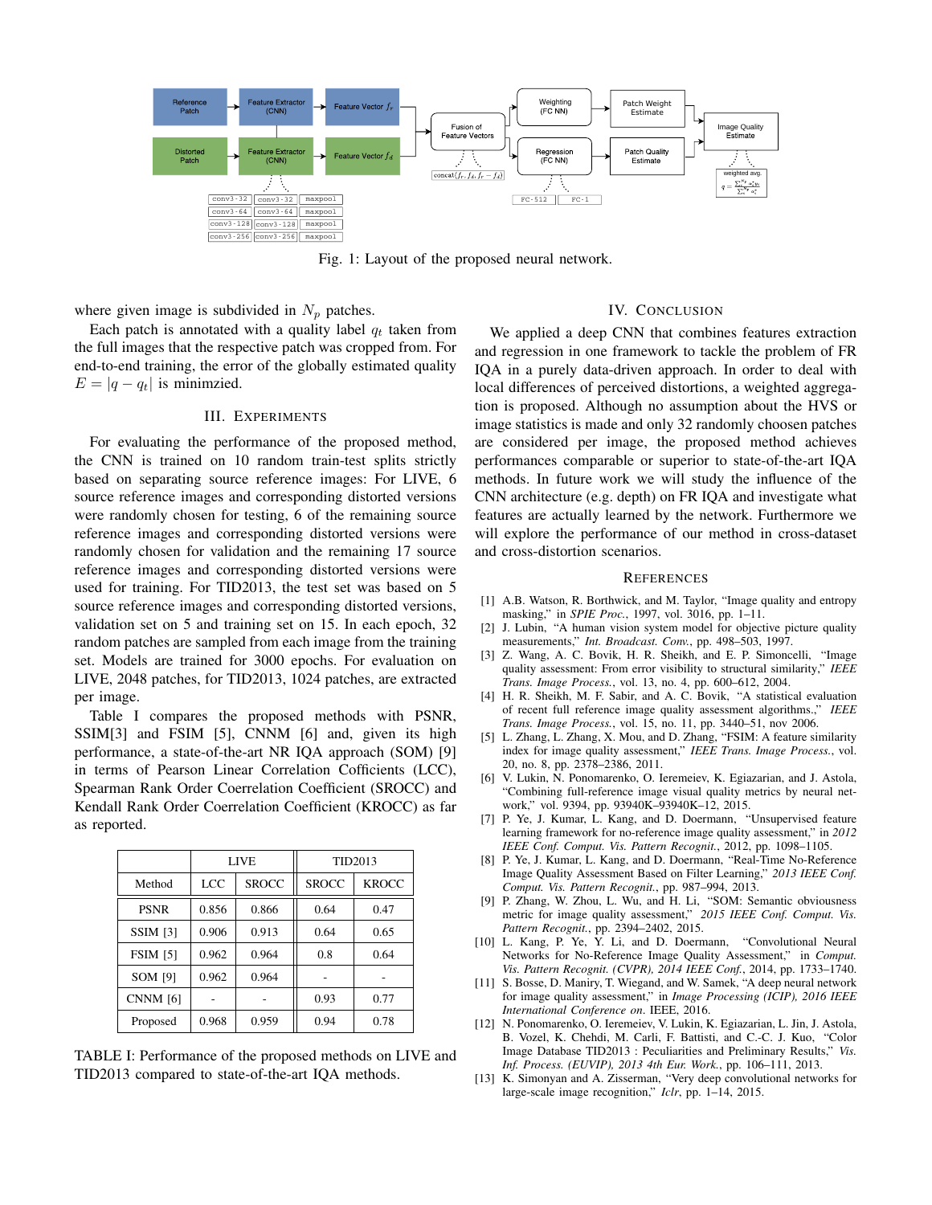Fig. 1: Layout of the proposed neural network.

where given image is subdivided in $N_p$ patches.

Each patch is annotated with a quality label $q_t$ taken from the full images that the respective patch was cropped from. For end-to-end training, the error of the globally estimated quality $E = |q - q_t|$ is minimzied.

## III. Experiments

For evaluating the performance of the proposed method, the CNN is trained on 10 random train-test splits strictly based on separating source reference images: For LIVE, 6 source reference images and corresponding distorted versions were randomly chosen for testing, 6 of the remaining source reference images and corresponding distorted versions were randomly chosen for validation and the remaining 17 source reference images and corresponding distorted versions were used for training. For TID2013, the test set was based on 5 source reference images and corresponding distorted versions, validation set on 5 and training set on 15. In each epoch, 32 random patches are sampled from each image from the training set. Models are trained for 3000 epochs. For evaluation on LIVE, 2048 patches, for TID2013, 1024 patches, are extracted per image.

Table I compares the proposed methods with PSNR, SSIM[3] and FSIM [5], CNNM [6] and, given its high performance, a state-of-the-art NR IQA approach (SOM) [9] in terms of Pearson Linear Correlation Cofficients (LCC), Spearman Rank Order Coerrelation Coefficient (SROCC) and Kendall Rank Order Coerrelation Coefficient (KROCC) as far as reported.

| | LIVE | | TID2013 | |
|---|---|---|---|---|
| Method | LCC | SROCC | SROCC | KROCC |
| PSNR | 0.856 | 0.866 | 0.64 | 0.47 |
| SSIM [3] | 0.906 | 0.913 | 0.64 | 0.65 |
| FSIM [5] | 0.962 | 0.964 | 0.8 | 0.64 |
| SOM [9] | 0.962 | 0.964 | - | - |
| CNNM [6] | - | - | 0.93 | 0.77 |
| Proposed | 0.968 | 0.959 | 0.94 | 0.78 |

TABLE I: Performance of the proposed methods on LIVE and TID2013 compared to state-of-the-art IQA methods.

## IV. Conclusion

We applied a deep CNN that combines features extraction and regression in one framework to tackle the problem of FR IQA in a purely data-driven approach. In order to deal with local differences of perceived distortions, a weighted aggregation is proposed. Although no assumption about the HVS or image statistics is made and only 32 randomly choosen patches are considered per image, the proposed method achieves performances comparable or superior to state-of-the-art IQA methods. In future work we will study the influence of the CNN architecture (e.g. depth) on FR IQA and investigate what features are actually learned by the network. Furthermore we will explore the performance of our method in cross-dataset and cross-distortion scenarios.

## References

[1] A.B. Watson, R. Borthwick, and M. Taylor, "Image quality and entropy masking," in *SPIE Proc.*, 1997, vol. 3016, pp. 1–11.

[2] J. Lubin, "A human vision system model for objective picture quality measurements," *Int. Broadcast. Conv.*, pp. 498–503, 1997.

[3] Z. Wang, A. C. Bovik, H. R. Sheikh, and E. P. Simoncelli, "Image quality assessment: From error visibility to structural similarity," *IEEE Trans. Image Process.*, vol. 13, no. 4, pp. 600–612, 2004.

[4] H. R. Sheikh, M. F. Sabir, and A. C. Bovik, "A statistical evaluation of recent full reference image quality assessment algorithms.," *IEEE Trans. Image Process.*, vol. 15, no. 11, pp. 3440–51, nov 2006.

[5] L. Zhang, L. Zhang, X. Mou, and D. Zhang, "FSIM: A feature similarity index for image quality assessment," *IEEE Trans. Image Process.*, vol. 20, no. 8, pp. 2378–2386, 2011.

[6] V. Lukin, N. Ponomarenko, O. Ieremeiev, K. Egiazarian, and J. Astola, "Combining full-reference image visual quality metrics by neural network," vol. 9394, pp. 93940K–93940K–12, 2015.

[7] P. Ye, J. Kumar, L. Kang, and D. Doermann, "Unsupervised feature learning framework for no-reference image quality assessment," in *2012 IEEE Conf. Comput. Vis. Pattern Recognit.*, 2012, pp. 1098–1105.

[8] P. Ye, J. Kumar, L. Kang, and D. Doermann, "Real-Time No-Reference Image Quality Assessment Based on Filter Learning," *2013 IEEE Conf. Comput. Vis. Pattern Recognit.*, pp. 987–994, 2013.

[9] P. Zhang, W. Zhou, L. Wu, and H. Li, "SOM: Semantic obviousness metric for image quality assessment," *2015 IEEE Conf. Comput. Vis. Pattern Recognit.*, pp. 2394–2402, 2015.

[10] L. Kang, P. Ye, Y. Li, and D. Doermann, "Convolutional Neural Networks for No-Reference Image Quality Assessment," in *Comput. Vis. Pattern Recognit. (CVPR), 2014 IEEE Conf.*, 2014, pp. 1733–1740.

[11] S. Bosse, D. Maniry, T. Wiegand, and W. Samek, "A deep neural network for image quality assessment," in *Image Processing (ICIP), 2016 IEEE International Conference on*. IEEE, 2016.

[12] N. Ponomarenko, O. Ieremeiev, V. Lukin, K. Egiazarian, L. Jin, J. Astola, B. Vozel, K. Chehdi, M. Carli, F. Battisti, and C.-C. J. Kuo, "Color Image Database TID2013 : Peculiarities and Preliminary Results," *Vis. Inf. Process. (EUVIP), 2013 4th Eur. Work.*, pp. 106–111, 2013.

[13] K. Simonyan and A. Zisserman, "Very deep convolutional networks for large-scale image recognition," *Iclr*, pp. 1–14, 2015.